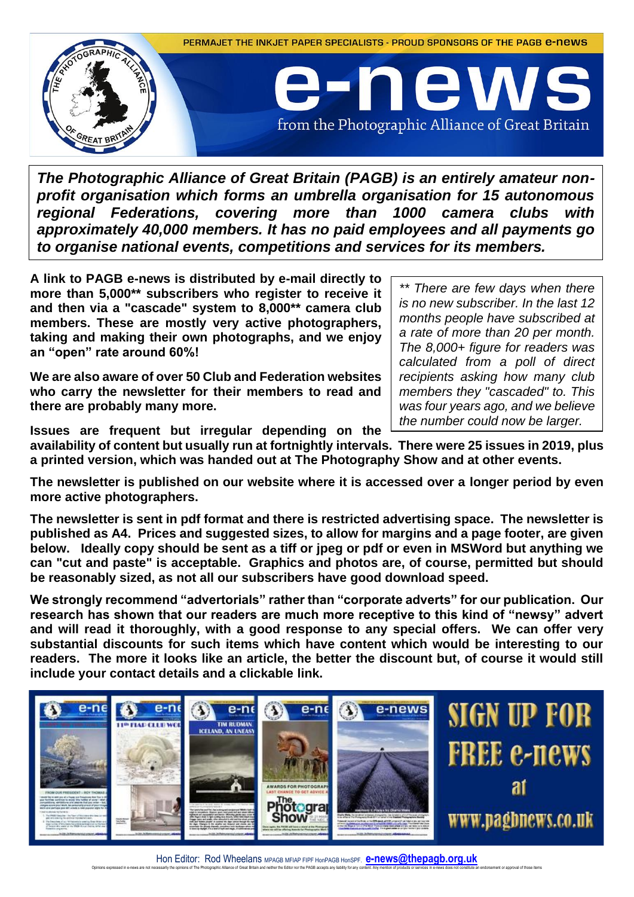PERMAJET THE INKJET PAPER SPECIALISTS - PROUD SPONSORS OF THE PAGB e-news

# e-news

from the Photographic Alliance of Great Britain

***The Photographic Alliance of Great Britain (PAGB) is an entirely amateur non-profit organisation which forms an umbrella organisation for 15 autonomous regional Federations, covering more than 1000 camera clubs with approximately 40,000 members. It has no paid employees and all payments go to organise national events, competitions and services for its members.***

**A link to PAGB e-news is distributed by e-mail directly to more than 5,000\*\* subscribers who register to receive it and then via a "cascade" system to 8,000\*\* camera club members. These are mostly very active photographers, taking and making their own photographs, and we enjoy an "open" rate around 60%!**

*\*\* There are few days when there is no new subscriber. In the last 12 months people have subscribed at a rate of more than 20 per month. The 8,000+ figure for readers was calculated from a poll of direct recipients asking how many club members they "cascaded" to. This was four years ago, and we believe the number could now be larger.*

**We are also aware of over 50 Club and Federation websites who carry the newsletter for their members to read and there are probably many more.**

**Issues are frequent but irregular depending on the availability of content but usually run at fortnightly intervals. There were 25 issues in 2019, plus a printed version, which was handed out at The Photography Show and at other events.**

**The newsletter is published on our website where it is accessed over a longer period by even more active photographers.**

**The newsletter is sent in pdf format and there is restricted advertising space. The newsletter is published as A4. Prices and suggested sizes, to allow for margins and a page footer, are given below. Ideally copy should be sent as a tiff or jpeg or pdf or even in MSWord but anything we can "cut and paste" is acceptable. Graphics and photos are, of course, permitted but should be reasonably sized, as not all our subscribers have good download speed.**

**We strongly recommend "advertorials" rather than "corporate adverts" for our publication. Our research has shown that our readers are much more receptive to this kind of "newsy" advert and will read it thoroughly, with a good response to any special offers. We can offer very substantial discounts for such items which have content which would be interesting to our readers. The more it looks like an article, the better the discount but, of course it would still include your contact details and a clickable link.**

SIGN UP FOR FREE e-news at www.pagbnews.co.uk

Hon Editor: Rod Wheelans MPAGB MFIAP FIPF HonPAGB HonSPF. **e-news@thepagb.org.uk**

Opinions expressed in e-news are not necessarily the opinions of The Photographic Alliance of Great Britain and neither the Editor nor the PAGB accepts any liability for any content. Any mention of products or services in e-news does not constitute an endorsement or approval of those items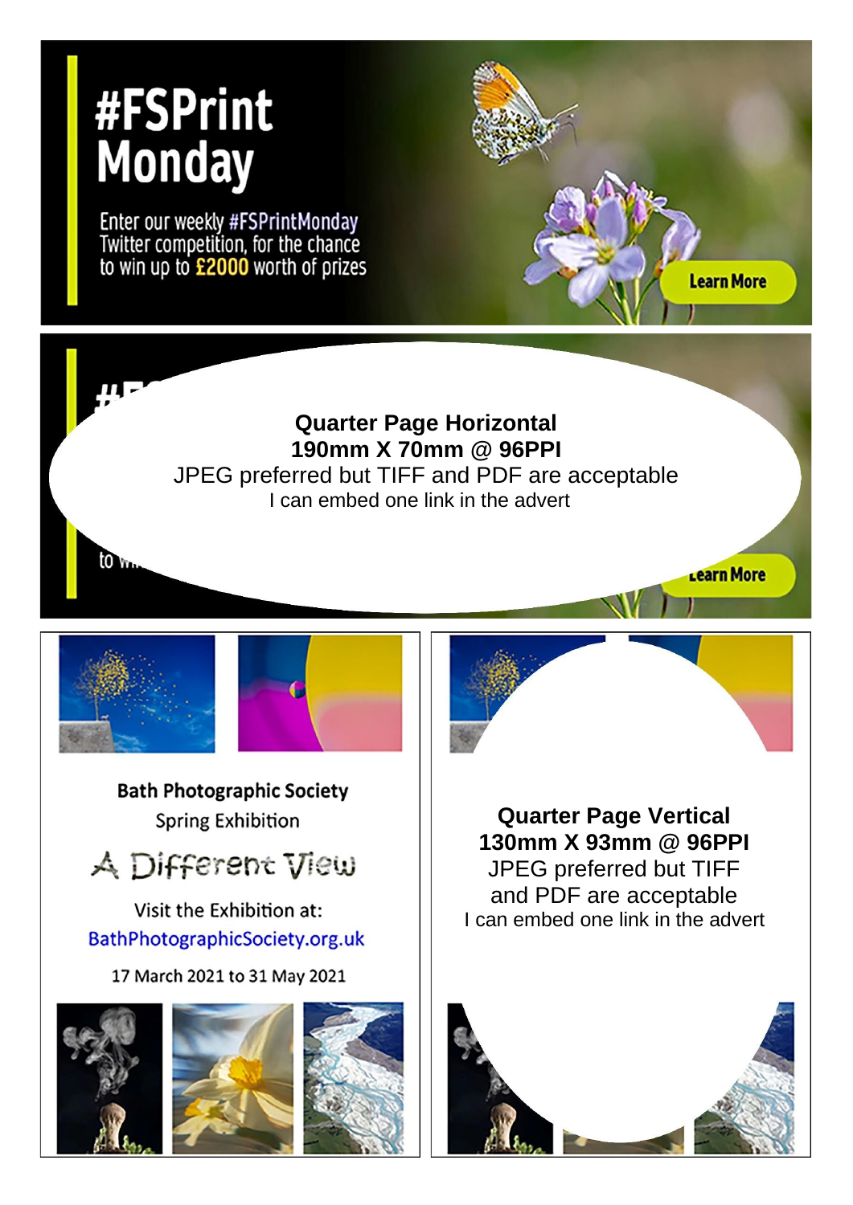#FSPrint Monday

Enter our weekly #FSPrintMonday Twitter competition, for the chance to win up to £2000 worth of prizes

Learn More

**Quarter Page Horizontal**
**190mm X 70mm @ 96PPI**
JPEG preferred but TIFF and PDF are acceptable
I can embed one link in the advert

Bath Photographic Society
Spring Exhibition

A Different View

Visit the Exhibition at:
BathPhotographicSociety.org.uk

17 March 2021 to 31 May 2021

**Quarter Page Vertical**
**130mm X 93mm @ 96PPI**
JPEG preferred but TIFF and PDF are acceptable
I can embed one link in the advert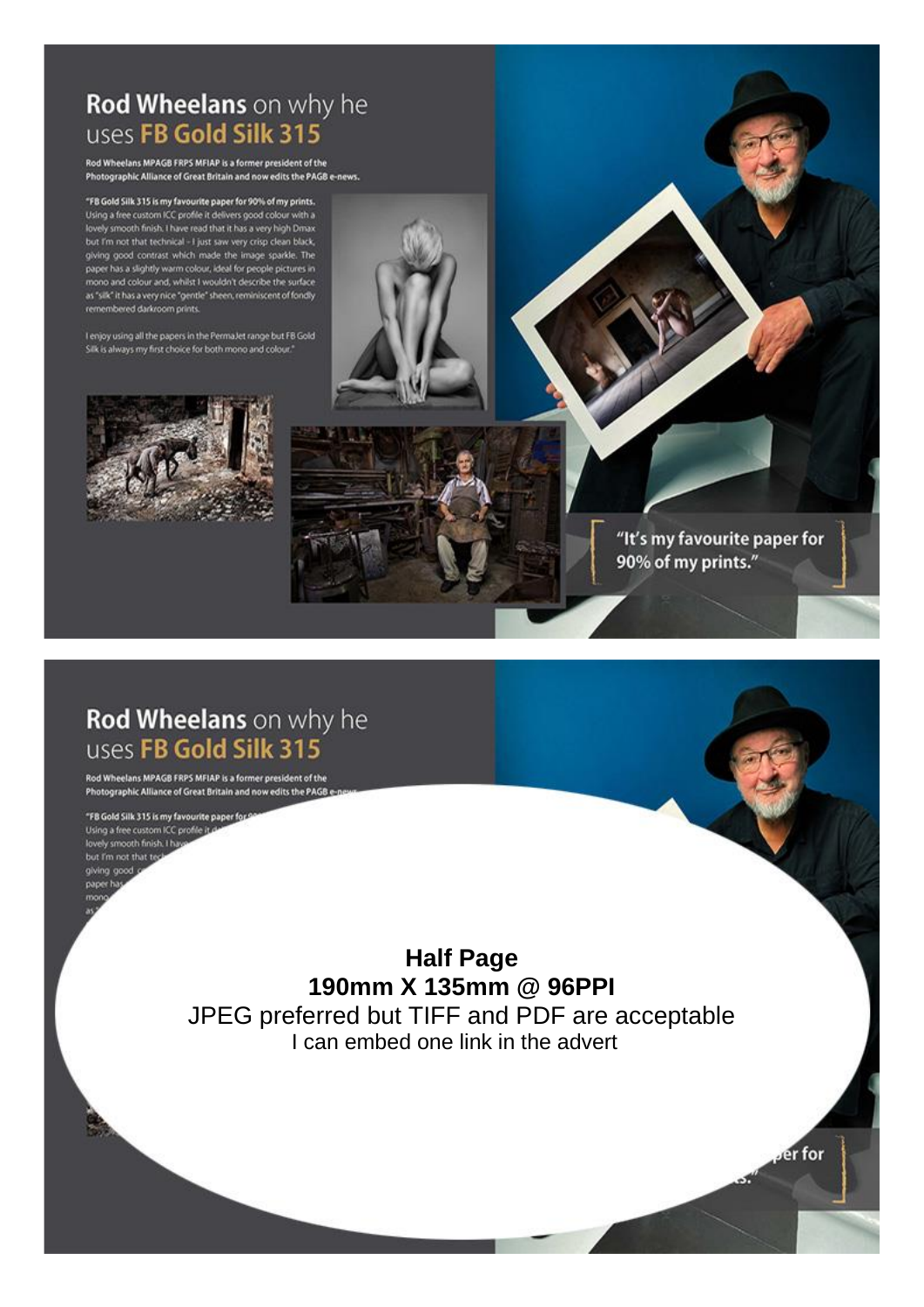## Rod Wheelans on why he uses FB Gold Silk 315

**Rod Wheelans MPAGB FRPS MFIAP is a former president of the Photographic Alliance of Great Britain and now edits the PAGB e-news.**

"**FB Gold Silk 315 is my favourite paper for 90% of my prints.** Using a free custom ICC profile it delivers good colour with a lovely smooth finish. I have read that it has a very high Dmax but I'm not that technical - I just saw very crisp clean black, giving good contrast which made the image sparkle. The paper has a slightly warm colour, ideal for people pictures in mono and colour and, whilst I wouldn't describe the surface as "silk" it has a very nice "gentle" sheen, reminiscent of fondly remembered darkroom prints.

I enjoy using all the papers in the PermaJet range but FB Gold Silk is always my first choice for both mono and colour."

"It's my favourite paper for 90% of my prints."

## Rod Wheelans on why he uses FB Gold Silk 315

**Rod Wheelans MPAGB FRPS MFIAP is a former president of the Photographic Alliance of Great Britain and now edits the PAGB e-news.**

**Half Page**
**190mm X 135mm @ 96PPI**
JPEG preferred but TIFF and PDF are acceptable
I can embed one link in the advert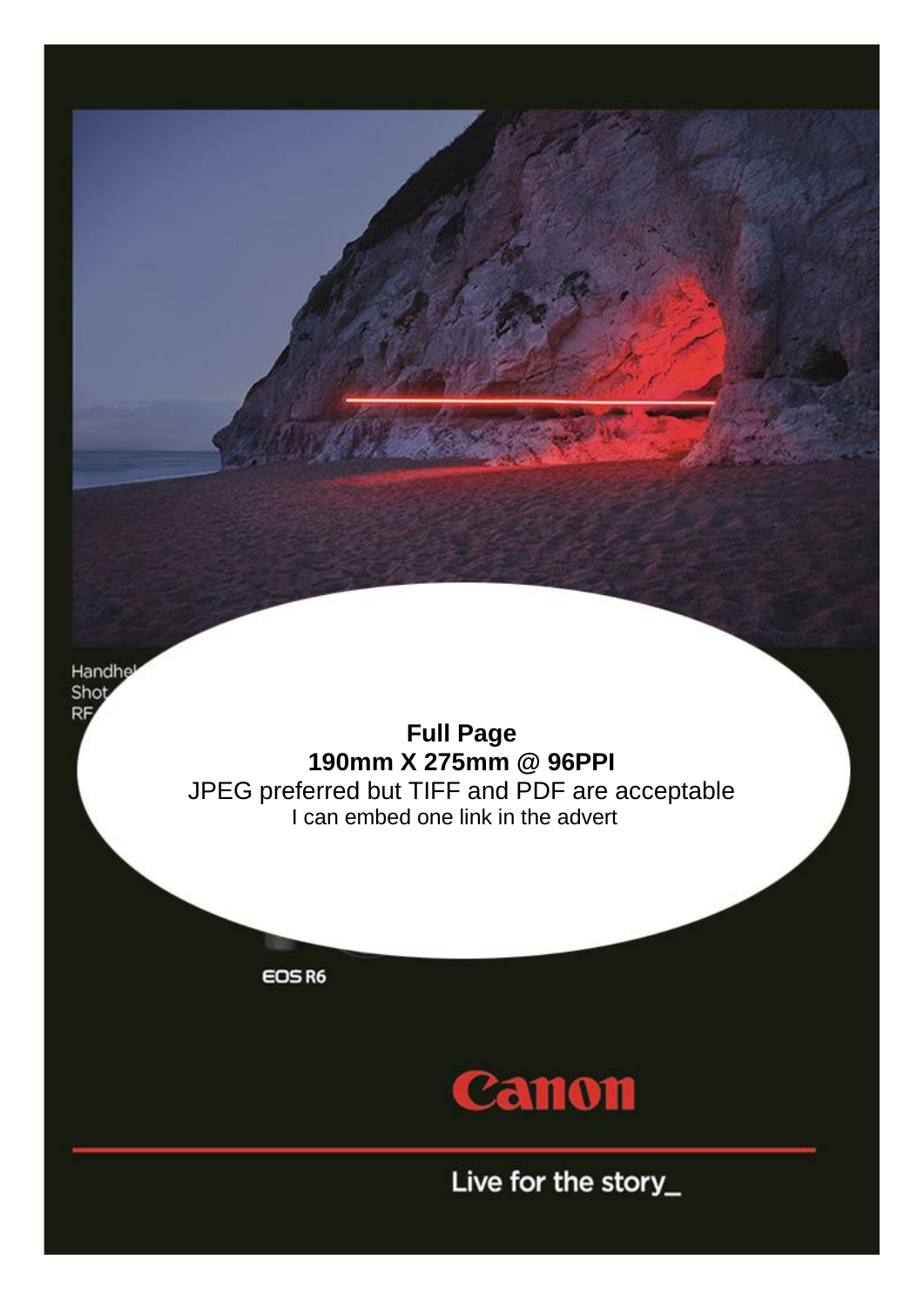Handhe
Shot
RF

**Full Page**
**190mm X 275mm @ 96PPI**
JPEG preferred but TIFF and PDF are acceptable
I can embed one link in the advert

EOS R6

Canon

Live for the story_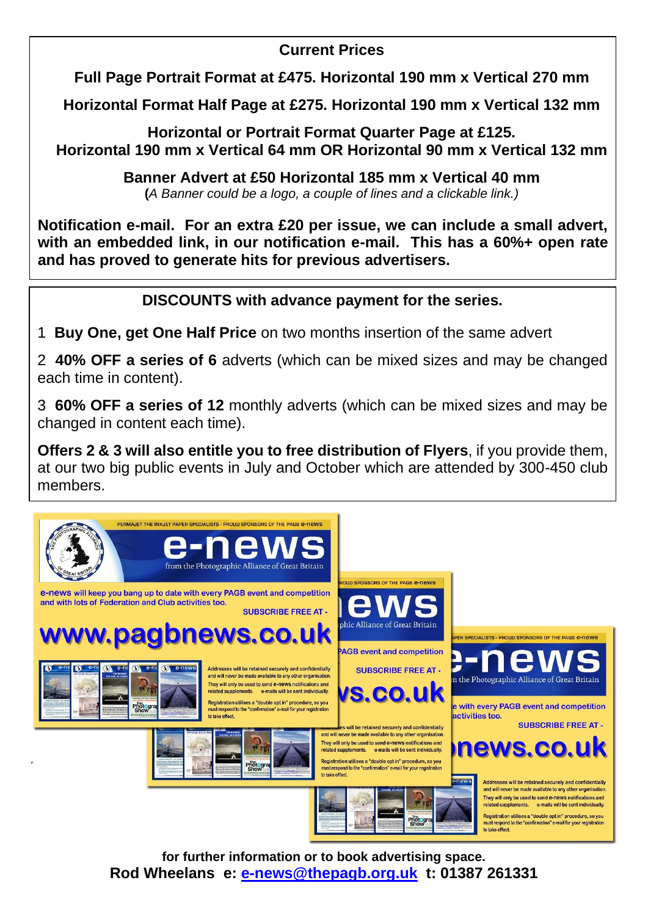**Current Prices**

**Full Page Portrait Format at £475. Horizontal 190 mm x Vertical 270 mm**

**Horizontal Format Half Page at £275. Horizontal 190 mm x Vertical 132 mm**

**Horizontal or Portrait Format Quarter Page at £125.**
**Horizontal 190 mm x Vertical 64 mm OR Horizontal 90 mm x Vertical 132 mm**

**Banner Advert at £50 Horizontal 185 mm x Vertical 40 mm**
**(***A Banner could be a logo, a couple of lines and a clickable link.)*

**Notification e-mail. For an extra £20 per issue, we can include a small advert, with an embedded link, in our notification e-mail. This has a 60%+ open rate and has proved to generate hits for previous advertisers.**

**DISCOUNTS with advance payment for the series.**

1 **Buy One, get One Half Price** on two months insertion of the same advert

2 **40% OFF a series of 6** adverts (which can be mixed sizes and may be changed each time in content).

3 **60% OFF a series of 12** monthly adverts (which can be mixed sizes and may be changed in content each time).

**Offers 2 & 3 will also entitle you to free distribution of Flyers**, if you provide them, at our two big public events in July and October which are attended by 300-450 club members.

**for further information or to book advertising space.**
**Rod Wheelans e: e-news@thepagb.org.uk t: 01387 261331**